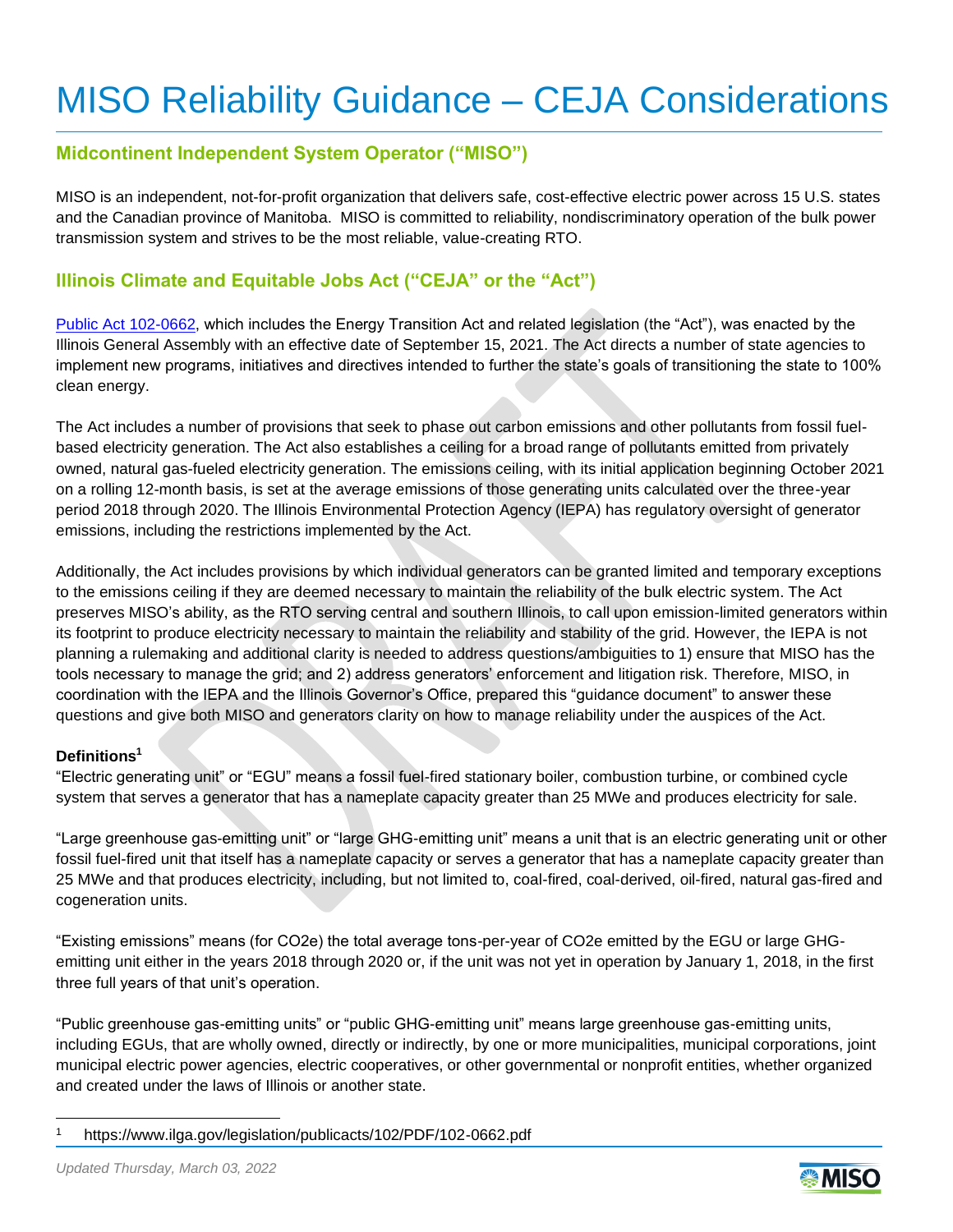# MISO Reliability Guidance – CEJA Considerations

## Midcontinent Independent System Operator ("MISO")

MISO is an independent, not-for-profit organization that delivers safe, cost-effective electric power across 15 U.S. states and the Canadian province of Manitoba. MISO is committed to reliability, nondiscriminatory operation of the bulk power transmission system and strives to be the most reliable, value-creating RTO.

## Illinois Climate and Equitable Jobs Act ("CEJA" or the "Act")

Public Act 102-0662, which includes the Energy Transition Act and related legislation (the "Act"), was enacted by the Illinois General Assembly with an effective date of September 15, 2021. The Act directs a number of state agencies to implement new programs, initiatives and directives intended to further the state's goals of transitioning the state to 100% clean energy.

The Act includes a number of provisions that seek to phase out carbon emissions and other pollutants from fossil fuel-based electricity generation. The Act also establishes a ceiling for a broad range of pollutants emitted from privately owned, natural gas-fueled electricity generation. The emissions ceiling, with its initial application beginning October 2021 on a rolling 12-month basis, is set at the average emissions of those generating units calculated over the three-year period 2018 through 2020. The Illinois Environmental Protection Agency (IEPA) has regulatory oversight of generator emissions, including the restrictions implemented by the Act.

Additionally, the Act includes provisions by which individual generators can be granted limited and temporary exceptions to the emissions ceiling if they are deemed necessary to maintain the reliability of the bulk electric system. The Act preserves MISO's ability, as the RTO serving central and southern Illinois, to call upon emission-limited generators within its footprint to produce electricity necessary to maintain the reliability and stability of the grid. However, the IEPA is not planning a rulemaking and additional clarity is needed to address questions/ambiguities to 1) ensure that MISO has the tools necessary to manage the grid; and 2) address generators' enforcement and litigation risk. Therefore, MISO, in coordination with the IEPA and the Illinois Governor's Office, prepared this "guidance document" to answer these questions and give both MISO and generators clarity on how to manage reliability under the auspices of the Act.

**Definitions**[1]

"Electric generating unit" or "EGU" means a fossil fuel-fired stationary boiler, combustion turbine, or combined cycle system that serves a generator that has a nameplate capacity greater than 25 MWe and produces electricity for sale.

"Large greenhouse gas-emitting unit" or "large GHG-emitting unit" means a unit that is an electric generating unit or other fossil fuel-fired unit that itself has a nameplate capacity or serves a generator that has a nameplate capacity greater than 25 MWe and that produces electricity, including, but not limited to, coal-fired, coal-derived, oil-fired, natural gas-fired and cogeneration units.

"Existing emissions" means (for $CO_2e$) the total average tons-per-year of $CO_2e$ emitted by the EGU or large GHG-emitting unit either in the years 2018 through 2020 or, if the unit was not yet in operation by January 1, 2018, in the first three full years of that unit's operation.

"Public greenhouse gas-emitting units" or "public GHG-emitting unit" means large greenhouse gas-emitting units, including EGUs, that are wholly owned, directly or indirectly, by one or more municipalities, municipal corporations, joint municipal electric power agencies, electric cooperatives, or other governmental or nonprofit entities, whether organized and created under the laws of Illinois or another state.

[1] https://www.ilga.gov/legislation/publicacts/102/PDF/102-0662.pdf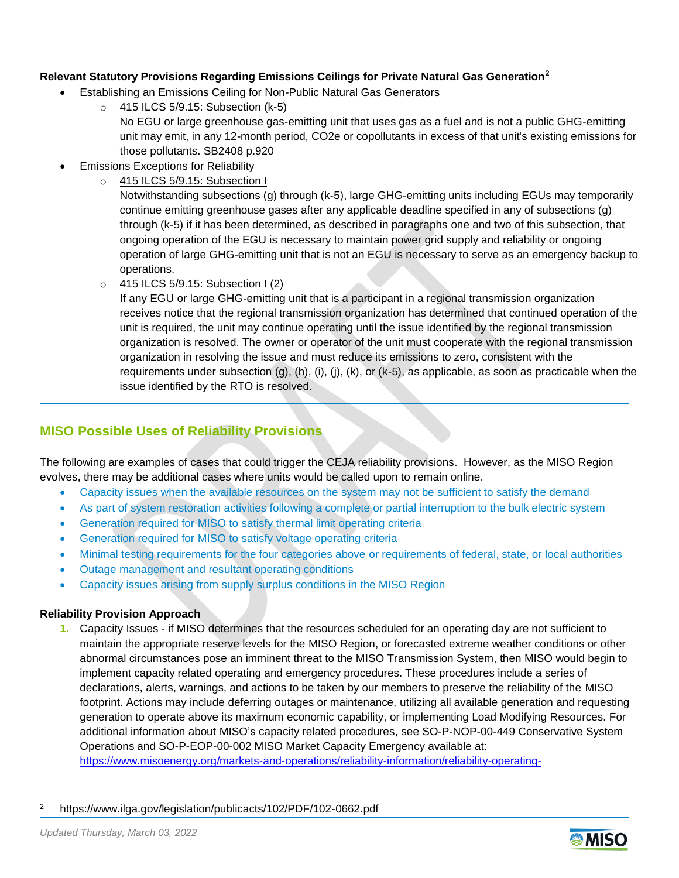**Relevant Statutory Provisions Regarding Emissions Ceilings for Private Natural Gas Generation**[2]

- Establishing an Emissions Ceiling for Non-Public Natural Gas Generators
  - 415 ILCS 5/9.15: Subsection (k-5)
    No EGU or large greenhouse gas-emitting unit that uses gas as a fuel and is not a public GHG-emitting unit may emit, in any 12-month period, CO2e or copollutants in excess of that unit's existing emissions for those pollutants. SB2408 p.920
- Emissions Exceptions for Reliability
  - 415 ILCS 5/9.15: Subsection I
    Notwithstanding subsections (g) through (k-5), large GHG-emitting units including EGUs may temporarily continue emitting greenhouse gases after any applicable deadline specified in any of subsections (g) through (k-5) if it has been determined, as described in paragraphs one and two of this subsection, that ongoing operation of the EGU is necessary to maintain power grid supply and reliability or ongoing operation of large GHG-emitting unit that is not an EGU is necessary to serve as an emergency backup to operations.
  - 415 ILCS 5/9.15: Subsection I (2)
    If any EGU or large GHG-emitting unit that is a participant in a regional transmission organization receives notice that the regional transmission organization has determined that continued operation of the unit is required, the unit may continue operating until the issue identified by the regional transmission organization is resolved. The owner or operator of the unit must cooperate with the regional transmission organization in resolving the issue and must reduce its emissions to zero, consistent with the requirements under subsection (g), (h), (i), (j), (k), or (k-5), as applicable, as soon as practicable when the issue identified by the RTO is resolved.

---

## MISO Possible Uses of Reliability Provisions

The following are examples of cases that could trigger the CEJA reliability provisions. However, as the MISO Region evolves, there may be additional cases where units would be called upon to remain online.

- Capacity issues when the available resources on the system may not be sufficient to satisfy the demand
- As part of system restoration activities following a complete or partial interruption to the bulk electric system
- Generation required for MISO to satisfy thermal limit operating criteria
- Generation required for MISO to satisfy voltage operating criteria
- Minimal testing requirements for the four categories above or requirements of federal, state, or local authorities
- Outage management and resultant operating conditions
- Capacity issues arising from supply surplus conditions in the MISO Region

**Reliability Provision Approach**

1. Capacity Issues - if MISO determines that the resources scheduled for an operating day are not sufficient to maintain the appropriate reserve levels for the MISO Region, or forecasted extreme weather conditions or other abnormal circumstances pose an imminent threat to the MISO Transmission System, then MISO would begin to implement capacity related operating and emergency procedures. These procedures include a series of declarations, alerts, warnings, and actions to be taken by our members to preserve the reliability of the MISO footprint. Actions may include deferring outages or maintenance, utilizing all available generation and requesting generation to operate above its maximum economic capability, or implementing Load Modifying Resources. For additional information about MISO's capacity related procedures, see SO-P-NOP-00-449 Conservative System Operations and SO-P-EOP-00-002 MISO Market Capacity Emergency available at: https://www.misoenergy.org/markets-and-operations/reliability-information/reliability-operating-

---

[2] https://www.ilga.gov/legislation/publicacts/102/PDF/102-0662.pdf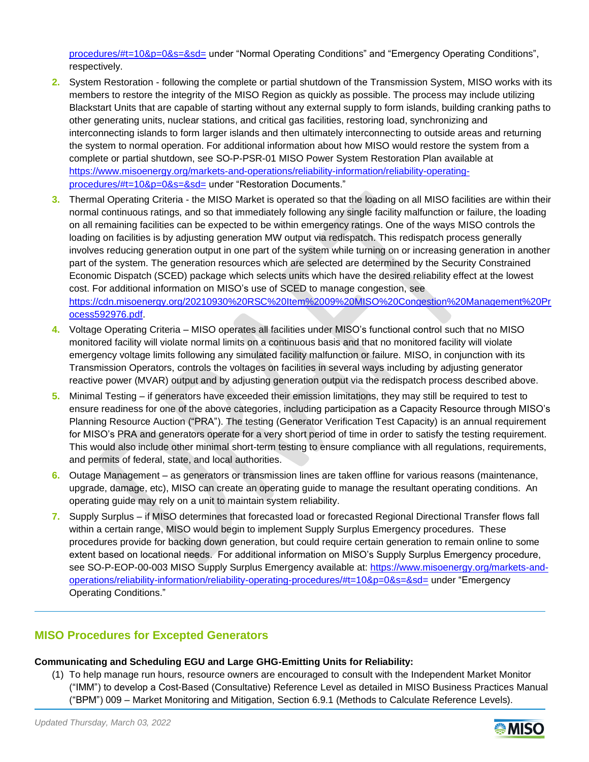procedures/#t=10&p=0&s=&sd= under "Normal Operating Conditions" and "Emergency Operating Conditions", respectively.

2. System Restoration - following the complete or partial shutdown of the Transmission System, MISO works with its members to restore the integrity of the MISO Region as quickly as possible. The process may include utilizing Blackstart Units that are capable of starting without any external supply to form islands, building cranking paths to other generating units, nuclear stations, and critical gas facilities, restoring load, synchronizing and interconnecting islands to form larger islands and then ultimately interconnecting to outside areas and returning the system to normal operation. For additional information about how MISO would restore the system from a complete or partial shutdown, see SO-P-PSR-01 MISO Power System Restoration Plan available at https://www.misoenergy.org/markets-and-operations/reliability-information/reliability-operating-procedures/#t=10&p=0&s=&sd= under "Restoration Documents."
3. Thermal Operating Criteria - the MISO Market is operated so that the loading on all MISO facilities are within their normal continuous ratings, and so that immediately following any single facility malfunction or failure, the loading on all remaining facilities can be expected to be within emergency ratings. One of the ways MISO controls the loading on facilities is by adjusting generation MW output via redispatch. This redispatch process generally involves reducing generation output in one part of the system while turning on or increasing generation in another part of the system. The generation resources which are selected are determined by the Security Constrained Economic Dispatch (SCED) package which selects units which have the desired reliability effect at the lowest cost. For additional information on MISO's use of SCED to manage congestion, see https://cdn.misoenergy.org/20210930%20RSC%20Item%2009%20MISO%20Congestion%20Management%20Process592976.pdf.
4. Voltage Operating Criteria – MISO operates all facilities under MISO's functional control such that no MISO monitored facility will violate normal limits on a continuous basis and that no monitored facility will violate emergency voltage limits following any simulated facility malfunction or failure. MISO, in conjunction with its Transmission Operators, controls the voltages on facilities in several ways including by adjusting generator reactive power (MVAR) output and by adjusting generation output via the redispatch process described above.
5. Minimal Testing – if generators have exceeded their emission limitations, they may still be required to test to ensure readiness for one of the above categories, including participation as a Capacity Resource through MISO's Planning Resource Auction ("PRA"). The testing (Generator Verification Test Capacity) is an annual requirement for MISO's PRA and generators operate for a very short period of time in order to satisfy the testing requirement. This would also include other minimal short-term testing to ensure compliance with all regulations, requirements, and permits of federal, state, and local authorities.
6. Outage Management – as generators or transmission lines are taken offline for various reasons (maintenance, upgrade, damage, etc), MISO can create an operating guide to manage the resultant operating conditions. An operating guide may rely on a unit to maintain system reliability.
7. Supply Surplus – if MISO determines that forecasted load or forecasted Regional Directional Transfer flows fall within a certain range, MISO would begin to implement Supply Surplus Emergency procedures. These procedures provide for backing down generation, but could require certain generation to remain online to some extent based on locational needs. For additional information on MISO's Supply Surplus Emergency procedure, see SO-P-EOP-00-003 MISO Supply Surplus Emergency available at: https://www.misoenergy.org/markets-and-operations/reliability-information/reliability-operating-procedures/#t=10&p=0&s=&sd= under "Emergency Operating Conditions."

---

## MISO Procedures for Excepted Generators

**Communicating and Scheduling EGU and Large GHG-Emitting Units for Reliability:**

(1) To help manage run hours, resource owners are encouraged to consult with the Independent Market Monitor ("IMM") to develop a Cost-Based (Consultative) Reference Level as detailed in MISO Business Practices Manual ("BPM") 009 – Market Monitoring and Mitigation, Section 6.9.1 (Methods to Calculate Reference Levels).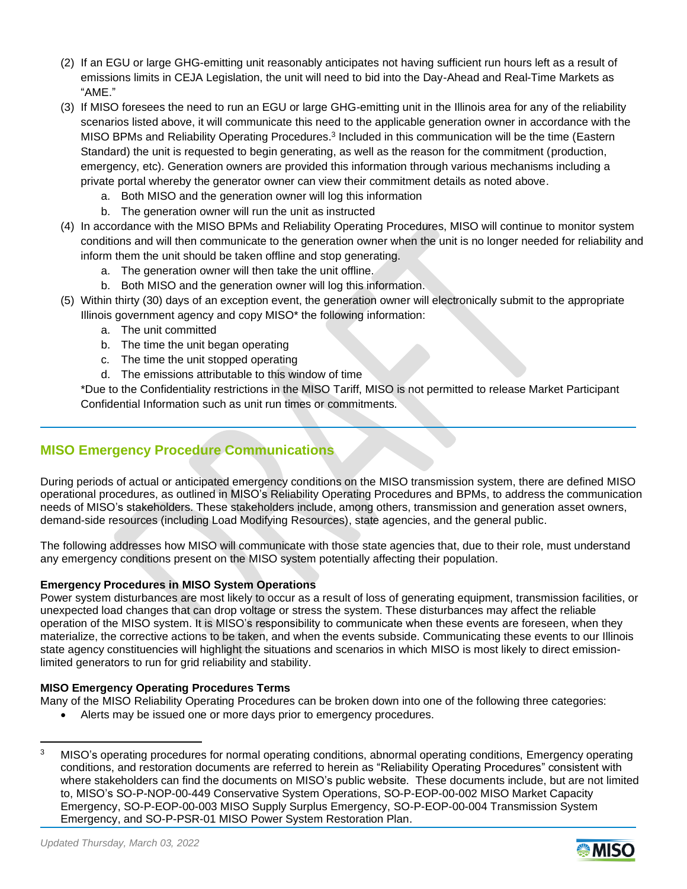(2) If an EGU or large GHG-emitting unit reasonably anticipates not having sufficient run hours left as a result of emissions limits in CEJA Legislation, the unit will need to bid into the Day-Ahead and Real-Time Markets as "AME."

(3) If MISO foresees the need to run an EGU or large GHG-emitting unit in the Illinois area for any of the reliability scenarios listed above, it will communicate this need to the applicable generation owner in accordance with the MISO BPMs and Reliability Operating Procedures.[3] Included in this communication will be the time (Eastern Standard) the unit is requested to begin generating, as well as the reason for the commitment (production, emergency, etc). Generation owners are provided this information through various mechanisms including a private portal whereby the generator owner can view their commitment details as noted above.
   a. Both MISO and the generation owner will log this information
   b. The generation owner will run the unit as instructed

(4) In accordance with the MISO BPMs and Reliability Operating Procedures, MISO will continue to monitor system conditions and will then communicate to the generation owner when the unit is no longer needed for reliability and inform them the unit should be taken offline and stop generating.
   a. The generation owner will then take the unit offline.
   b. Both MISO and the generation owner will log this information.

(5) Within thirty (30) days of an exception event, the generation owner will electronically submit to the appropriate Illinois government agency and copy MISO* the following information:
   a. The unit committed
   b. The time the unit began operating
   c. The time the unit stopped operating
   d. The emissions attributable to this window of time

   *Due to the Confidentiality restrictions in the MISO Tariff, MISO is not permitted to release Market Participant Confidential Information such as unit run times or commitments.

---

## MISO Emergency Procedure Communications

During periods of actual or anticipated emergency conditions on the MISO transmission system, there are defined MISO operational procedures, as outlined in MISO's Reliability Operating Procedures and BPMs, to address the communication needs of MISO's stakeholders. These stakeholders include, among others, transmission and generation asset owners, demand-side resources (including Load Modifying Resources), state agencies, and the general public.

The following addresses how MISO will communicate with those state agencies that, due to their role, must understand any emergency conditions present on the MISO system potentially affecting their population.

**Emergency Procedures in MISO System Operations**
Power system disturbances are most likely to occur as a result of loss of generating equipment, transmission facilities, or unexpected load changes that can drop voltage or stress the system. These disturbances may affect the reliable operation of the MISO system. It is MISO's responsibility to communicate when these events are foreseen, when they materialize, the corrective actions to be taken, and when the events subside. Communicating these events to our Illinois state agency constituencies will highlight the situations and scenarios in which MISO is most likely to direct emission-limited generators to run for grid reliability and stability.

**MISO Emergency Operating Procedures Terms**
Many of the MISO Reliability Operating Procedures can be broken down into one of the following three categories:

- Alerts may be issued one or more days prior to emergency procedures.

---

[3] MISO's operating procedures for normal operating conditions, abnormal operating conditions, Emergency operating conditions, and restoration documents are referred to herein as "Reliability Operating Procedures" consistent with where stakeholders can find the documents on MISO's public website. These documents include, but are not limited to, MISO's SO-P-NOP-00-449 Conservative System Operations, SO-P-EOP-00-002 MISO Market Capacity Emergency, SO-P-EOP-00-003 MISO Supply Surplus Emergency, SO-P-EOP-00-004 Transmission System Emergency, and SO-P-PSR-01 MISO Power System Restoration Plan.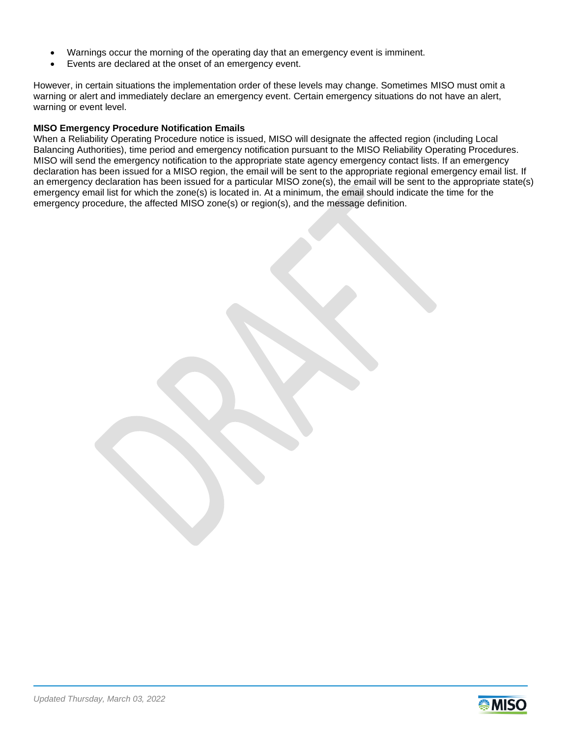- Warnings occur the morning of the operating day that an emergency event is imminent.
- Events are declared at the onset of an emergency event.

However, in certain situations the implementation order of these levels may change. Sometimes MISO must omit a warning or alert and immediately declare an emergency event. Certain emergency situations do not have an alert, warning or event level.

**MISO Emergency Procedure Notification Emails**

When a Reliability Operating Procedure notice is issued, MISO will designate the affected region (including Local Balancing Authorities), time period and emergency notification pursuant to the MISO Reliability Operating Procedures. MISO will send the emergency notification to the appropriate state agency emergency contact lists. If an emergency declaration has been issued for a MISO region, the email will be sent to the appropriate regional emergency email list. If an emergency declaration has been issued for a particular MISO zone(s), the email will be sent to the appropriate state(s) emergency email list for which the zone(s) is located in. At a minimum, the email should indicate the time for the emergency procedure, the affected MISO zone(s) or region(s), and the message definition.